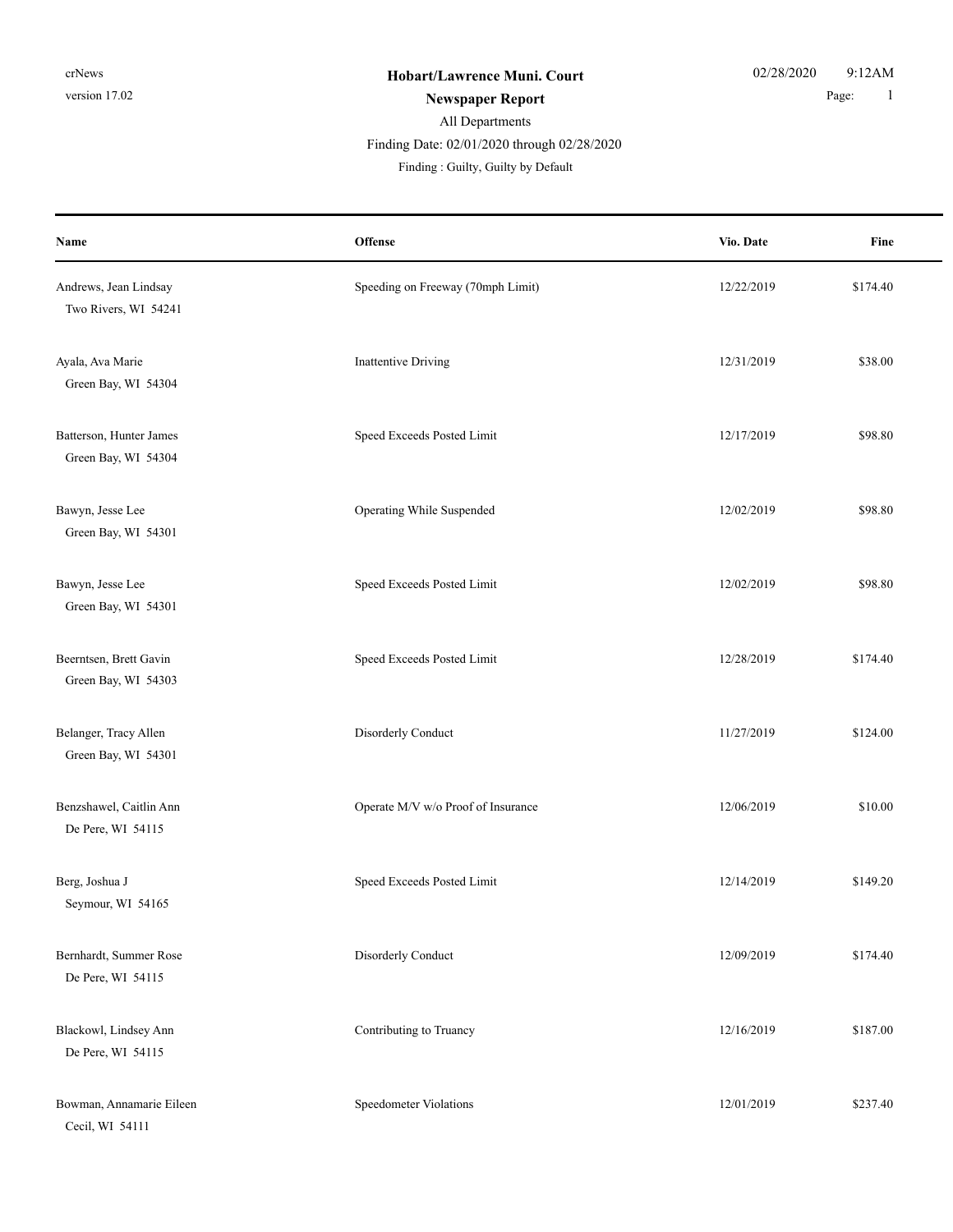crNews
version 17.02

**Hobart/Lawrence Muni. Court**
**Newspaper Report**
All Departments
Finding Date: 02/01/2020 through 02/28/2020
Finding : Guilty, Guilty by Default

02/28/2020 9:12AM

| Name | Offense | Vio. Date | Fine |
|---|---|---|---|
| Andrews, Jean Lindsay<br>Two Rivers, WI 54241 | Speeding on Freeway (70mph Limit) | 12/22/2019 | $174.40 |
| Ayala, Ava Marie<br>Green Bay, WI 54304 | Inattentive Driving | 12/31/2019 | $38.00 |
| Batterson, Hunter James<br>Green Bay, WI 54304 | Speed Exceeds Posted Limit | 12/17/2019 | $98.80 |
| Bawyn, Jesse Lee<br>Green Bay, WI 54301 | Operating While Suspended | 12/02/2019 | $98.80 |
| Bawyn, Jesse Lee<br>Green Bay, WI 54301 | Speed Exceeds Posted Limit | 12/02/2019 | $98.80 |
| Beerntsen, Brett Gavin<br>Green Bay, WI 54303 | Speed Exceeds Posted Limit | 12/28/2019 | $174.40 |
| Belanger, Tracy Allen<br>Green Bay, WI 54301 | Disorderly Conduct | 11/27/2019 | $124.00 |
| Benzshawel, Caitlin Ann<br>De Pere, WI 54115 | Operate M/V w/o Proof of Insurance | 12/06/2019 | $10.00 |
| Berg, Joshua J<br>Seymour, WI 54165 | Speed Exceeds Posted Limit | 12/14/2019 | $149.20 |
| Bernhardt, Summer Rose<br>De Pere, WI 54115 | Disorderly Conduct | 12/09/2019 | $174.40 |
| Blackowl, Lindsey Ann<br>De Pere, WI 54115 | Contributing to Truancy | 12/16/2019 | $187.00 |
| Bowman, Annamarie Eileen<br>Cecil, WI 54111 | Speedometer Violations | 12/01/2019 | $237.40 |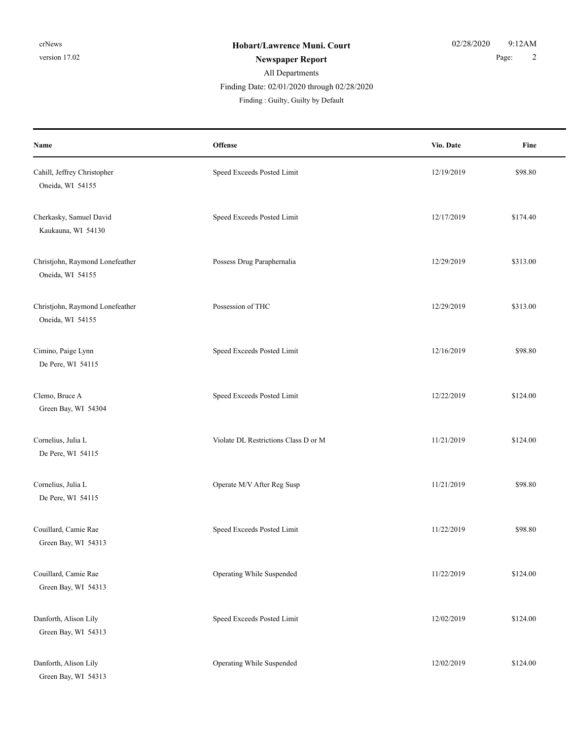# Hobart/Lawrence Muni. Court

## Newspaper Report

All Departments

Finding Date: 02/01/2020 through 02/28/2020

Finding : Guilty, Guilty by Default

| Name | Offense | Vio. Date | Fine |
|---|---|---|---|
| Cahill, Jeffrey Christopher<br>Oneida, WI 54155 | Speed Exceeds Posted Limit | 12/19/2019 | $98.80 |
| Cherkasky, Samuel David<br>Kaukauna, WI 54130 | Speed Exceeds Posted Limit | 12/17/2019 | $174.40 |
| Christjohn, Raymond Lonefeather<br>Oneida, WI 54155 | Possess Drug Paraphernalia | 12/29/2019 | $313.00 |
| Christjohn, Raymond Lonefeather<br>Oneida, WI 54155 | Possession of THC | 12/29/2019 | $313.00 |
| Cimino, Paige Lynn<br>De Pere, WI 54115 | Speed Exceeds Posted Limit | 12/16/2019 | $98.80 |
| Clemo, Bruce A<br>Green Bay, WI 54304 | Speed Exceeds Posted Limit | 12/22/2019 | $124.00 |
| Cornelius, Julia L<br>De Pere, WI 54115 | Violate DL Restrictions Class D or M | 11/21/2019 | $124.00 |
| Cornelius, Julia L<br>De Pere, WI 54115 | Operate M/V After Reg Susp | 11/21/2019 | $98.80 |
| Couillard, Camie Rae<br>Green Bay, WI 54313 | Speed Exceeds Posted Limit | 11/22/2019 | $98.80 |
| Couillard, Camie Rae<br>Green Bay, WI 54313 | Operating While Suspended | 11/22/2019 | $124.00 |
| Danforth, Alison Lily<br>Green Bay, WI 54313 | Speed Exceeds Posted Limit | 12/02/2019 | $124.00 |
| Danforth, Alison Lily<br>Green Bay, WI 54313 | Operating While Suspended | 12/02/2019 | $124.00 |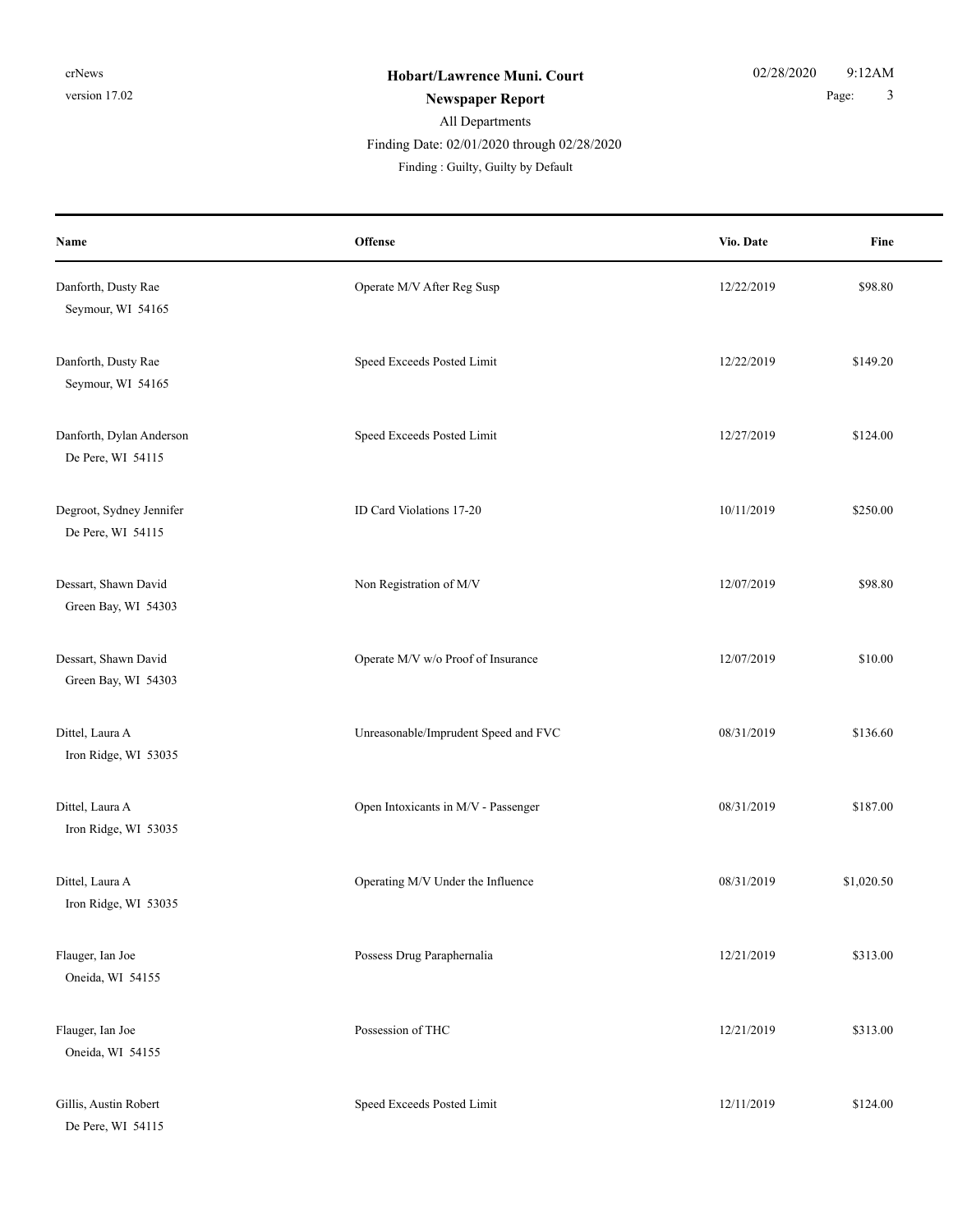| Name | Offense | Vio. Date | Fine |
| --- | --- | --- | --- |
| Danforth, Dusty Rae<br>Seymour, WI 54165 | Operate M/V After Reg Susp | 12/22/2019 | $98.80 |
| Danforth, Dusty Rae<br>Seymour, WI 54165 | Speed Exceeds Posted Limit | 12/22/2019 | $149.20 |
| Danforth, Dylan Anderson<br>De Pere, WI 54115 | Speed Exceeds Posted Limit | 12/27/2019 | $124.00 |
| Degroot, Sydney Jennifer<br>De Pere, WI 54115 | ID Card Violations 17-20 | 10/11/2019 | $250.00 |
| Dessart, Shawn David<br>Green Bay, WI 54303 | Non Registration of M/V | 12/07/2019 | $98.80 |
| Dessart, Shawn David<br>Green Bay, WI 54303 | Operate M/V w/o Proof of Insurance | 12/07/2019 | $10.00 |
| Dittel, Laura A<br>Iron Ridge, WI 53035 | Unreasonable/Imprudent Speed and FVC | 08/31/2019 | $136.60 |
| Dittel, Laura A<br>Iron Ridge, WI 53035 | Open Intoxicants in M/V - Passenger | 08/31/2019 | $187.00 |
| Dittel, Laura A<br>Iron Ridge, WI 53035 | Operating M/V Under the Influence | 08/31/2019 | $1,020.50 |
| Flauger, Ian Joe<br>Oneida, WI 54155 | Possess Drug Paraphernalia | 12/21/2019 | $313.00 |
| Flauger, Ian Joe<br>Oneida, WI 54155 | Possession of THC | 12/21/2019 | $313.00 |
| Gillis, Austin Robert<br>De Pere, WI 54115 | Speed Exceeds Posted Limit | 12/11/2019 | $124.00 |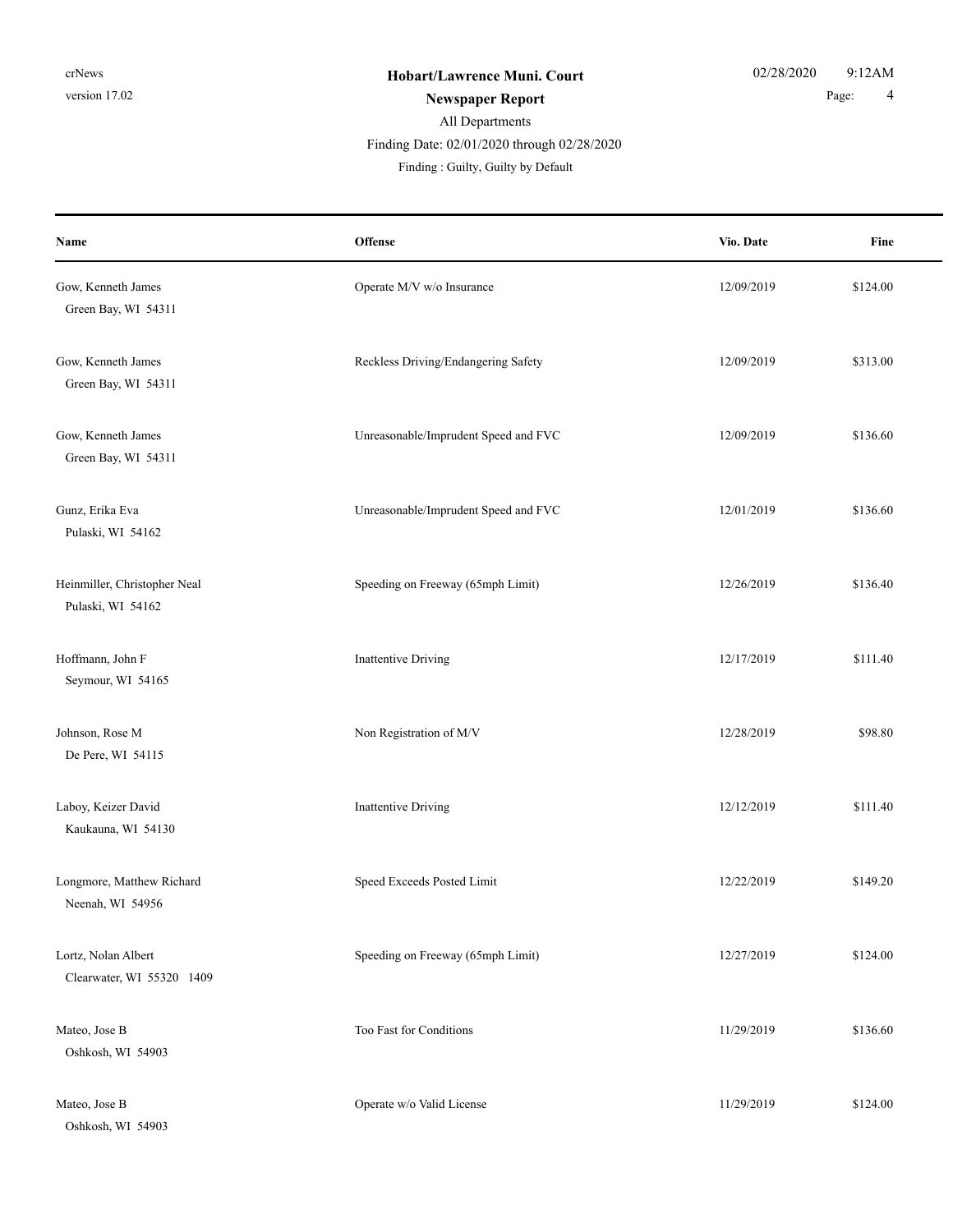**Hobart/Lawrence Muni. Court**

**Newspaper Report**

All Departments

Finding Date: 02/01/2020 through 02/28/2020

Finding : Guilty, Guilty by Default

| Name | Offense | Vio. Date | Fine |
|---|---|---|---|
| Gow, Kenneth James<br>Green Bay, WI 54311 | Operate M/V w/o Insurance | 12/09/2019 | $124.00 |
| Gow, Kenneth James<br>Green Bay, WI 54311 | Reckless Driving/Endangering Safety | 12/09/2019 | $313.00 |
| Gow, Kenneth James<br>Green Bay, WI 54311 | Unreasonable/Imprudent Speed and FVC | 12/09/2019 | $136.60 |
| Gunz, Erika Eva<br>Pulaski, WI 54162 | Unreasonable/Imprudent Speed and FVC | 12/01/2019 | $136.60 |
| Heinmiller, Christopher Neal<br>Pulaski, WI 54162 | Speeding on Freeway (65mph Limit) | 12/26/2019 | $136.40 |
| Hoffmann, John F<br>Seymour, WI 54165 | Inattentive Driving | 12/17/2019 | $111.40 |
| Johnson, Rose M<br>De Pere, WI 54115 | Non Registration of M/V | 12/28/2019 | $98.80 |
| Laboy, Keizer David<br>Kaukauna, WI 54130 | Inattentive Driving | 12/12/2019 | $111.40 |
| Longmore, Matthew Richard<br>Neenah, WI 54956 | Speed Exceeds Posted Limit | 12/22/2019 | $149.20 |
| Lortz, Nolan Albert<br>Clearwater, WI 55320 1409 | Speeding on Freeway (65mph Limit) | 12/27/2019 | $124.00 |
| Mateo, Jose B<br>Oshkosh, WI 54903 | Too Fast for Conditions | 11/29/2019 | $136.60 |
| Mateo, Jose B<br>Oshkosh, WI 54903 | Operate w/o Valid License | 11/29/2019 | $124.00 |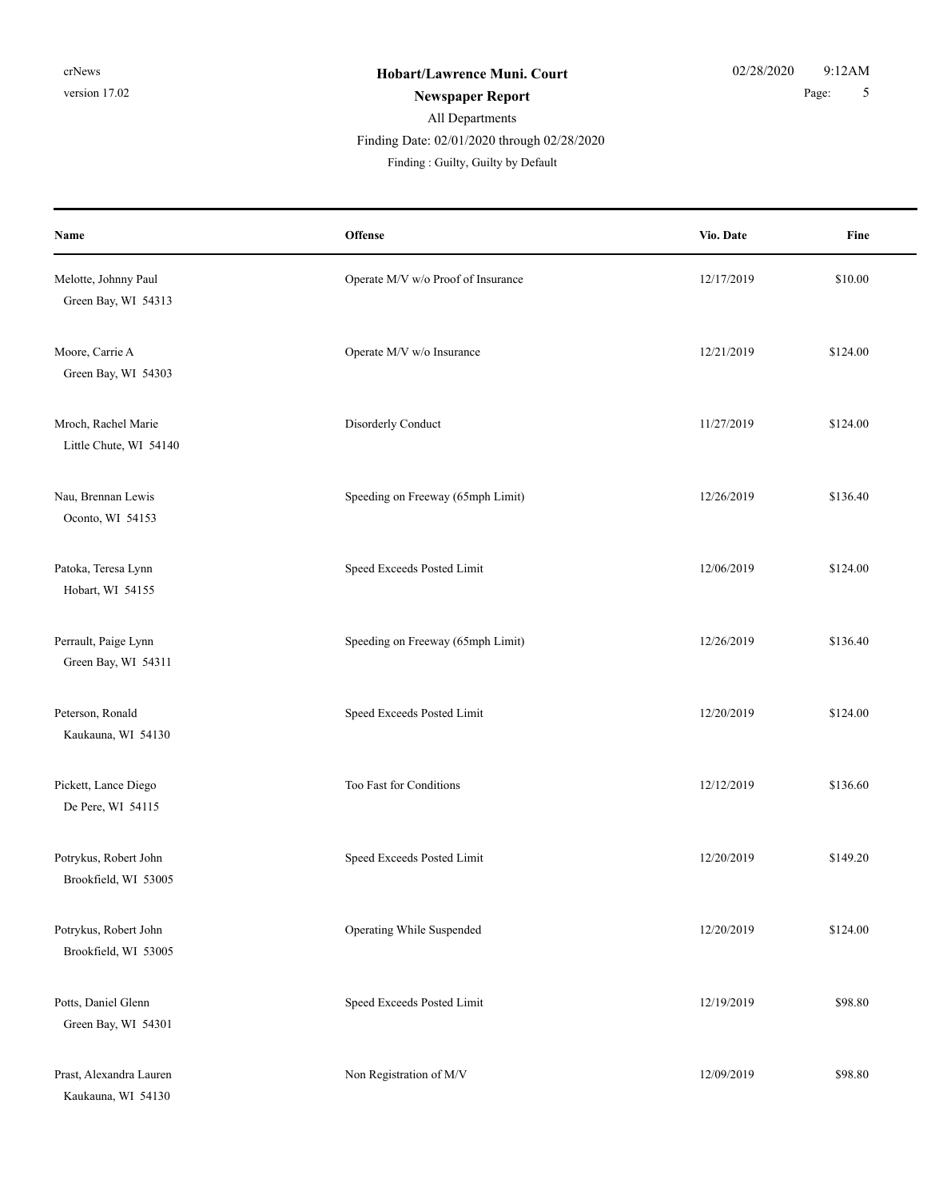# Hobart/Lawrence Muni. Court

**Newspaper Report**

All Departments

Finding Date: 02/01/2020 through 02/28/2020

Finding : Guilty, Guilty by Default

| Name | Offense | Vio. Date | Fine |
|---|---|---|---|
| Melotte, Johnny Paul<br>Green Bay, WI 54313 | Operate M/V w/o Proof of Insurance | 12/17/2019 | $10.00 |
| Moore, Carrie A<br>Green Bay, WI 54303 | Operate M/V w/o Insurance | 12/21/2019 | $124.00 |
| Mroch, Rachel Marie<br>Little Chute, WI 54140 | Disorderly Conduct | 11/27/2019 | $124.00 |
| Nau, Brennan Lewis<br>Oconto, WI 54153 | Speeding on Freeway (65mph Limit) | 12/26/2019 | $136.40 |
| Patoka, Teresa Lynn<br>Hobart, WI 54155 | Speed Exceeds Posted Limit | 12/06/2019 | $124.00 |
| Perrault, Paige Lynn<br>Green Bay, WI 54311 | Speeding on Freeway (65mph Limit) | 12/26/2019 | $136.40 |
| Peterson, Ronald<br>Kaukauna, WI 54130 | Speed Exceeds Posted Limit | 12/20/2019 | $124.00 |
| Pickett, Lance Diego<br>De Pere, WI 54115 | Too Fast for Conditions | 12/12/2019 | $136.60 |
| Potrykus, Robert John<br>Brookfield, WI 53005 | Speed Exceeds Posted Limit | 12/20/2019 | $149.20 |
| Potrykus, Robert John<br>Brookfield, WI 53005 | Operating While Suspended | 12/20/2019 | $124.00 |
| Potts, Daniel Glenn<br>Green Bay, WI 54301 | Speed Exceeds Posted Limit | 12/19/2019 | $98.80 |
| Prast, Alexandra Lauren<br>Kaukauna, WI 54130 | Non Registration of M/V | 12/09/2019 | $98.80 |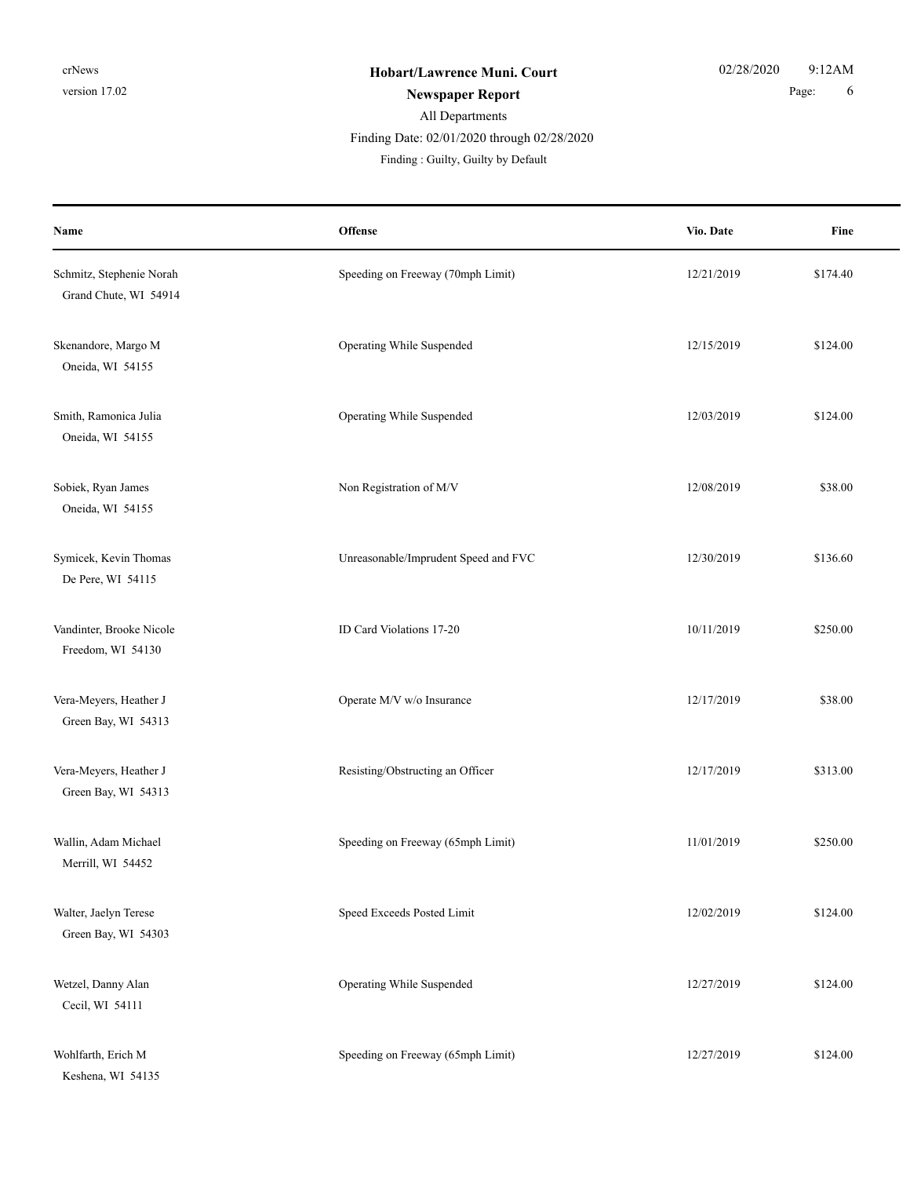**Hobart/Lawrence Muni. Court**

**Newspaper Report**

All Departments

Finding Date: 02/01/2020 through 02/28/2020

Finding : Guilty, Guilty by Default

| Name | Offense | Vio. Date | Fine |
|---|---|---|---|
| Schmitz, Stephenie Norah<br>Grand Chute, WI 54914 | Speeding on Freeway (70mph Limit) | 12/21/2019 | $174.40 |
| Skenandore, Margo M<br>Oneida, WI 54155 | Operating While Suspended | 12/15/2019 | $124.00 |
| Smith, Ramonica Julia<br>Oneida, WI 54155 | Operating While Suspended | 12/03/2019 | $124.00 |
| Sobiek, Ryan James<br>Oneida, WI 54155 | Non Registration of M/V | 12/08/2019 | $38.00 |
| Symicek, Kevin Thomas<br>De Pere, WI 54115 | Unreasonable/Imprudent Speed and FVC | 12/30/2019 | $136.60 |
| Vandinter, Brooke Nicole<br>Freedom, WI 54130 | ID Card Violations 17-20 | 10/11/2019 | $250.00 |
| Vera-Meyers, Heather J<br>Green Bay, WI 54313 | Operate M/V w/o Insurance | 12/17/2019 | $38.00 |
| Vera-Meyers, Heather J<br>Green Bay, WI 54313 | Resisting/Obstructing an Officer | 12/17/2019 | $313.00 |
| Wallin, Adam Michael<br>Merrill, WI 54452 | Speeding on Freeway (65mph Limit) | 11/01/2019 | $250.00 |
| Walter, Jaelyn Terese<br>Green Bay, WI 54303 | Speed Exceeds Posted Limit | 12/02/2019 | $124.00 |
| Wetzel, Danny Alan<br>Cecil, WI 54111 | Operating While Suspended | 12/27/2019 | $124.00 |
| Wohlfarth, Erich M<br>Keshena, WI 54135 | Speeding on Freeway (65mph Limit) | 12/27/2019 | $124.00 |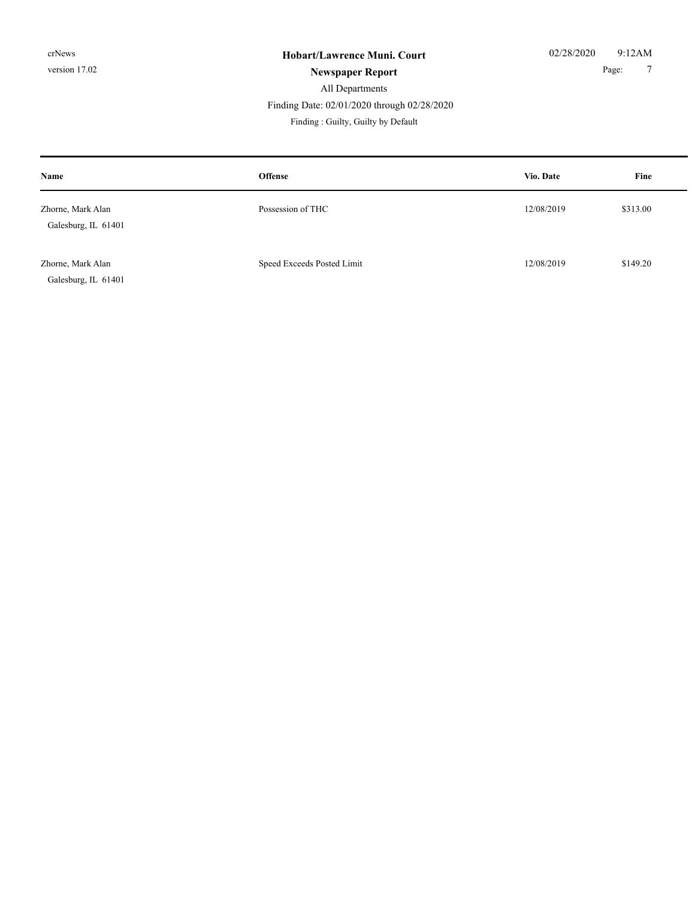**Hobart/Lawrence Muni. Court**

**Newspaper Report**

All Departments

Finding Date: 02/01/2020 through 02/28/2020

Finding : Guilty, Guilty by Default

| Name | Offense | Vio. Date | Fine |
|---|---|---|---|
| Zhorne, Mark Alan<br>Galesburg, IL 61401 | Possession of THC | 12/08/2019 | $313.00 |
| Zhorne, Mark Alan<br>Galesburg, IL 61401 | Speed Exceeds Posted Limit | 12/08/2019 | $149.20 |